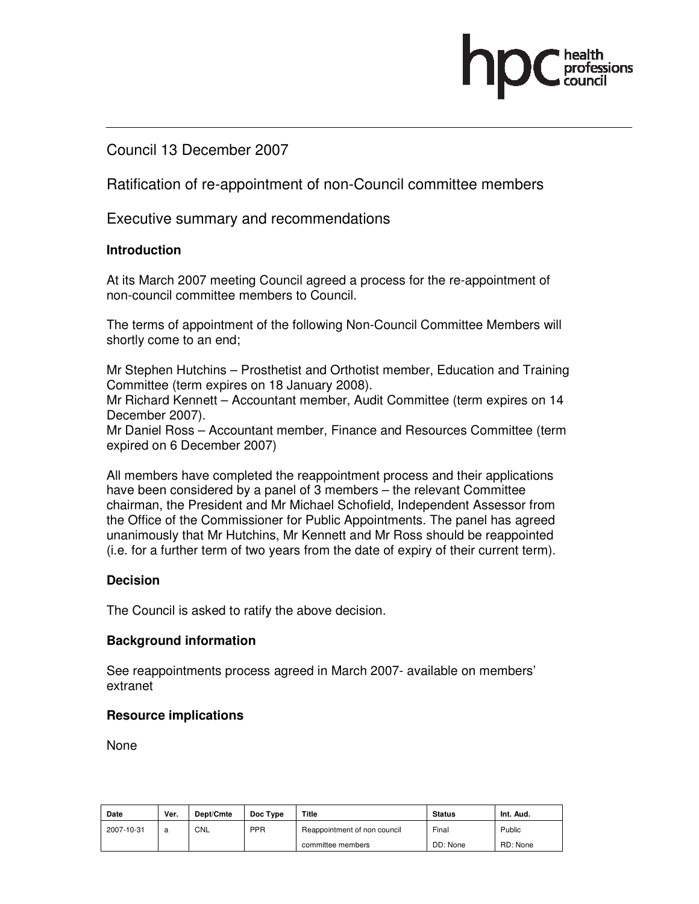Council 13 December 2007

Ratification of re-appointment of non-Council committee members

Executive summary and recommendations

### Introduction

At its March 2007 meeting Council agreed a process for the re-appointment of non-council committee members to Council.

The terms of appointment of the following Non-Council Committee Members will shortly come to an end;

Mr Stephen Hutchins – Prosthetist and Orthotist member, Education and Training Committee (term expires on 18 January 2008).
Mr Richard Kennett – Accountant member, Audit Committee (term expires on 14 December 2007).
Mr Daniel Ross – Accountant member, Finance and Resources Committee (term expired on 6 December 2007)

All members have completed the reappointment process and their applications have been considered by a panel of 3 members – the relevant Committee chairman, the President and Mr Michael Schofield, Independent Assessor from the Office of the Commissioner for Public Appointments. The panel has agreed unanimously that Mr Hutchins, Mr Kennett and Mr Ross should be reappointed (i.e. for a further term of two years from the date of expiry of their current term).

### Decision

The Council is asked to ratify the above decision.

### Background information

See reappointments process agreed in March 2007- available on members' extranet

### Resource implications

None

| Date | Ver. | Dept/Cmte | Doc Type | Title | Status | Int. Aud. |
|---|---|---|---|---|---|---|
| 2007-10-31 | a | CNL | PPR | Reappointment of non council committee members | Final DD: None | Public RD: None |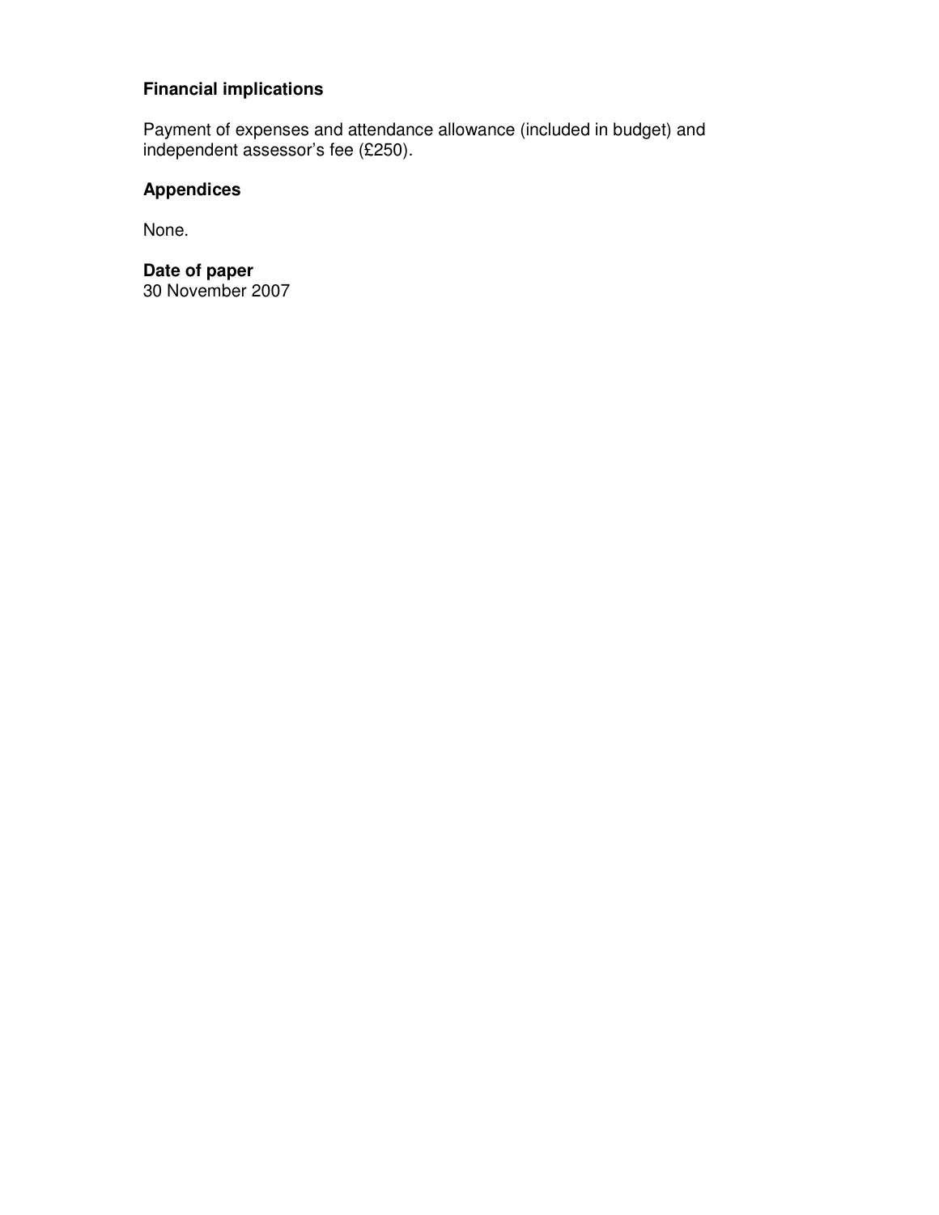**Financial implications**

Payment of expenses and attendance allowance (included in budget) and independent assessor's fee (£250).

**Appendices**

None.

**Date of paper**
30 November 2007